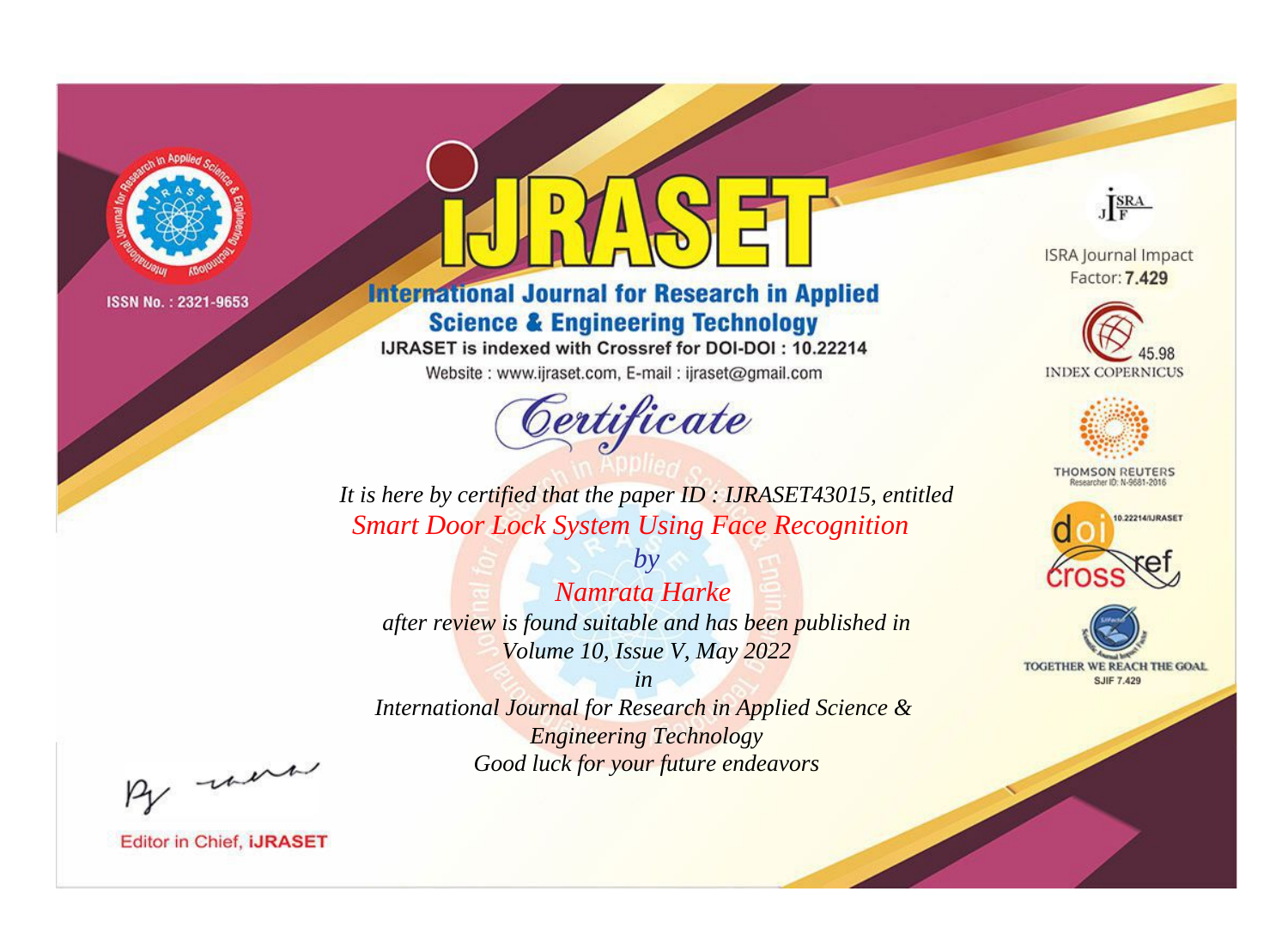ISSN No. : 2321-9653

# iJRASET

## International Journal for Research in Applied Science & Engineering Technology

IJRASET is indexed with Crossref for DOI-DOI : 10.22214

Website : www.ijraset.com, E-mail : ijraset@gmail.com

# Certificate

*It is here by certified that the paper ID : IJRASET43015, entitled*

*Smart Door Lock System Using Face Recognition*

*by*

*Namrata Harke*

*after review is found suitable and has been published in*

*Volume 10, Issue V, May 2022*

*in*

*International Journal for Research in Applied Science & Engineering Technology*

*Good luck for your future endeavors*

ISRA Journal Impact Factor: **7.429**

45.98 INDEX COPERNICUS

THOMSON REUTERS Researcher ID: N-9681-2016

10.22214/IJRASET

TOGETHER WE REACH THE GOAL SJIF 7.429

Editor in Chief, **iJRASET**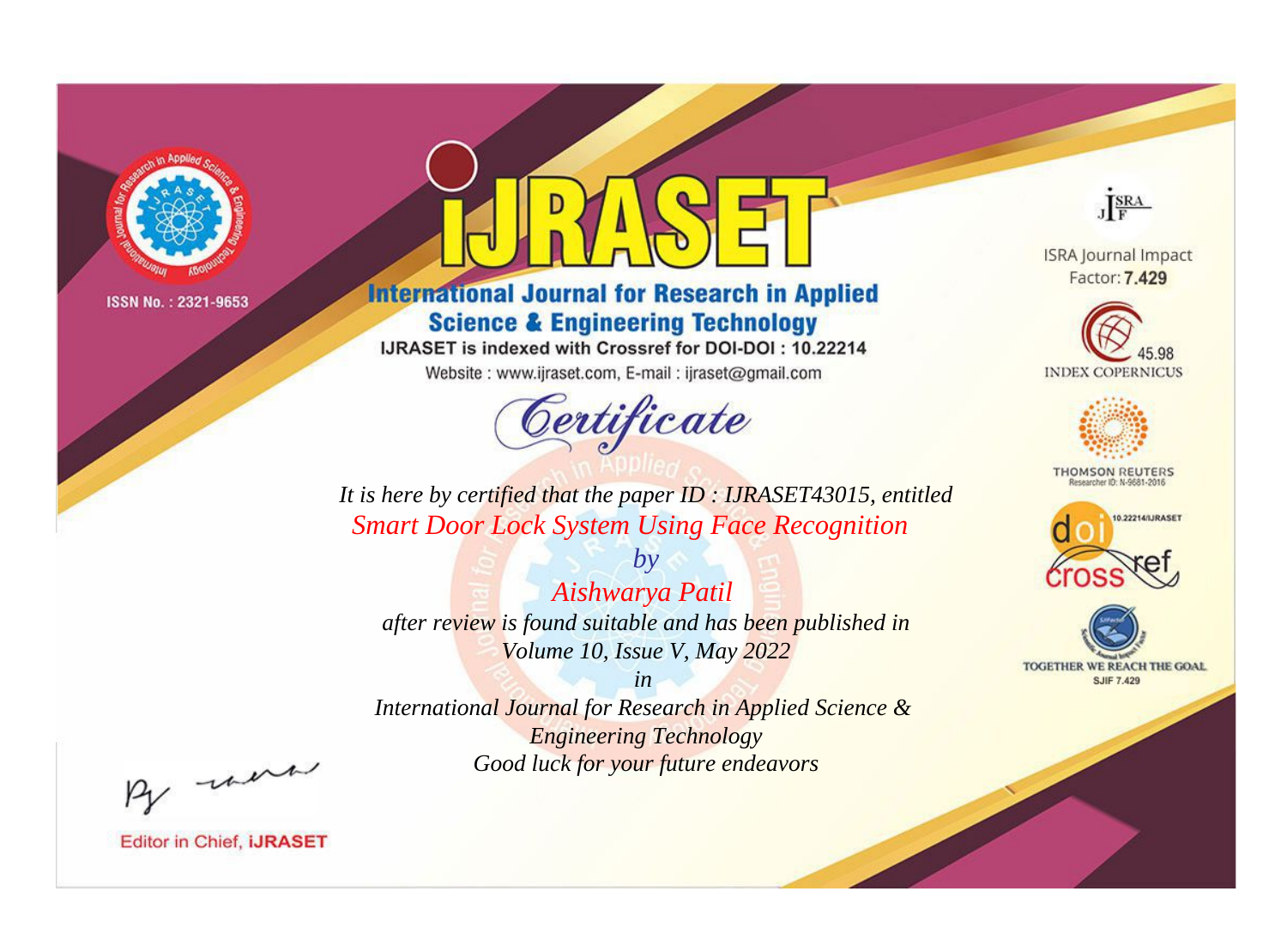ISSN No. : 2321-9653

# IJRASET

## International Journal for Research in Applied Science & Engineering Technology

IJRASET is indexed with Crossref for DOI-DOI : 10.22214

Website : www.ijraset.com, E-mail : ijraset@gmail.com

ISRA Journal Impact Factor: **7.429**

45.98 INDEX COPERNICUS

THOMSON REUTERS Researcher ID: N-9681-2016

10.22214/IJRASET

TOGETHER WE REACH THE GOAL SJIF 7.429

# Certificate

*It is here by certified that the paper ID : IJRASET43015, entitled*

*Smart Door Lock System Using Face Recognition*

*by*

*Aishwarya Patil*

*after review is found suitable and has been published in*

*Volume 10, Issue V, May 2022*

*in*

*International Journal for Research in Applied Science & Engineering Technology*

*Good luck for your future endeavors*

Editor in Chief, **iJRASET**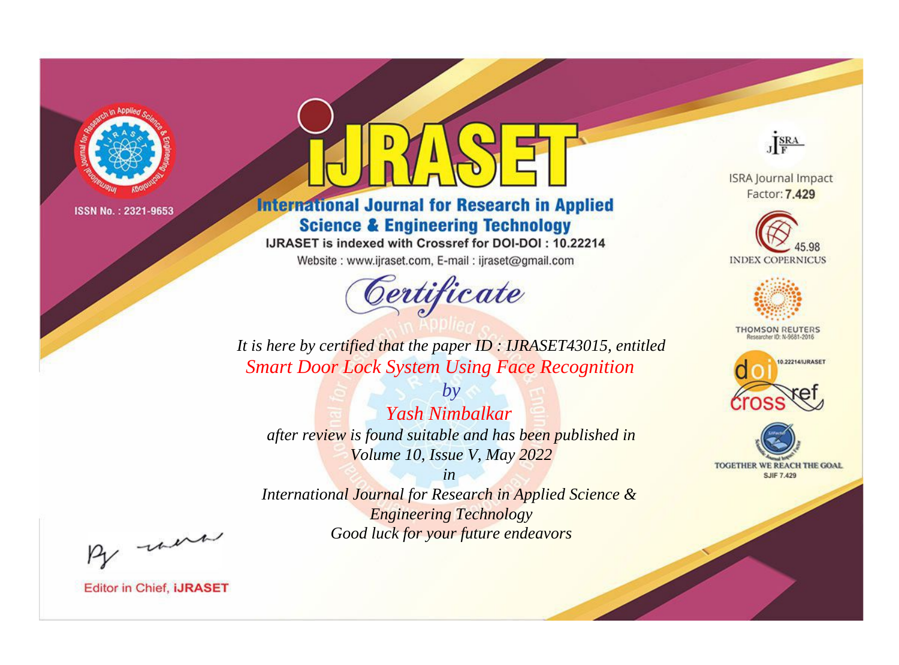ISSN No. : 2321-9653

# iJRASET

## International Journal for Research in Applied Science & Engineering Technology

IJRASET is indexed with Crossref for DOI-DOI : 10.22214

Website : www.ijraset.com, E-mail : ijraset@gmail.com

ISRA Journal Impact Factor: **7.429**

45.98 INDEX COPERNICUS

THOMSON REUTERS Researcher ID: N-9681-2016

10.22214/IJRASET

TOGETHER WE REACH THE GOAL SJIF 7.429

# Certificate

*It is here by certified that the paper ID : IJRASET43015, entitled*

*Smart Door Lock System Using Face Recognition*

*by*

*Yash Nimbalkar*

*after review is found suitable and has been published in*

*Volume 10, Issue V, May 2022*

*in*

*International Journal for Research in Applied Science & Engineering Technology*

*Good luck for your future endeavors*

Editor in Chief, **iJRASET**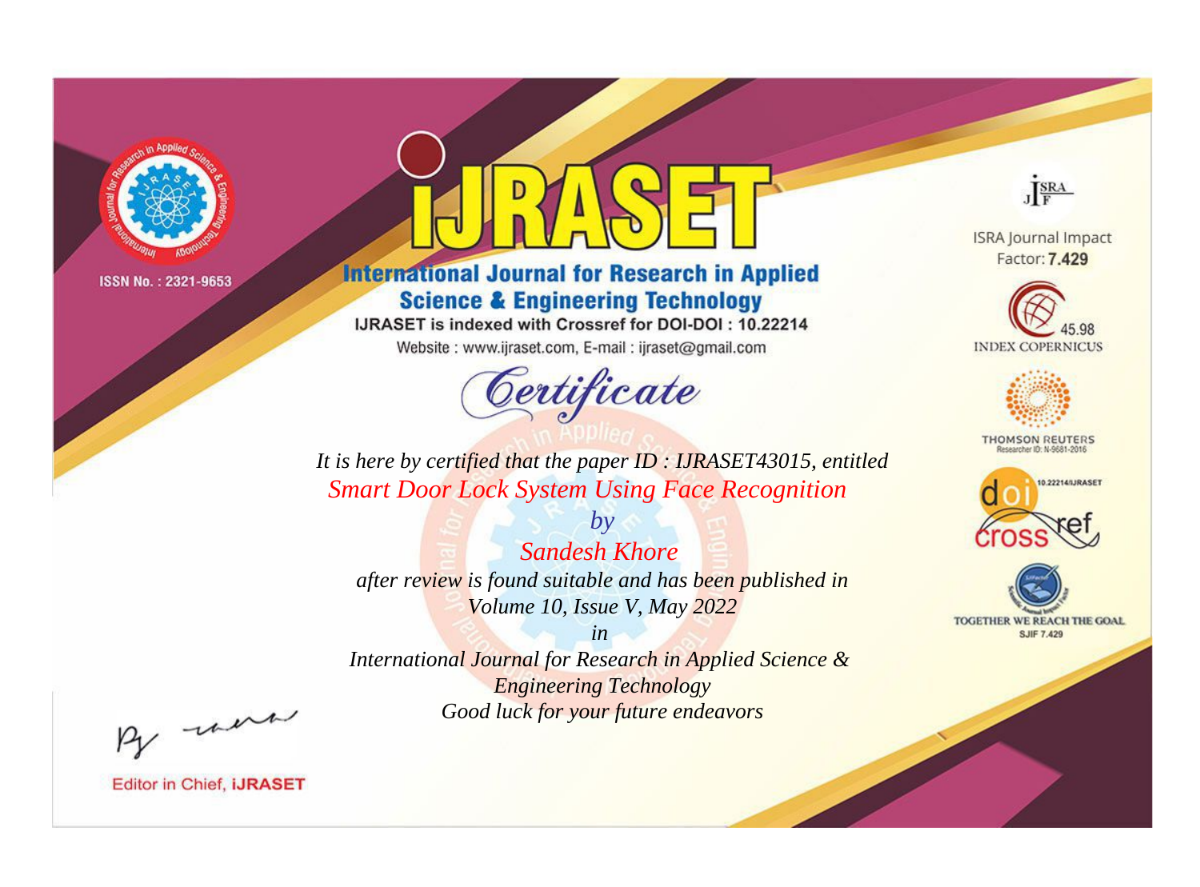ISSN No. : 2321-9653

# iJRASET

## International Journal for Research in Applied Science & Engineering Technology

IJRASET is indexed with Crossref for DOI-DOI : 10.22214

Website : www.ijraset.com, E-mail : ijraset@gmail.com

ISRA Journal Impact Factor: **7.429**

45.98 INDEX COPERNICUS

THOMSON REUTERS Researcher ID: N-9681-2016

10.22214/IJRASET

TOGETHER WE REACH THE GOAL SJIF 7.429

# Certificate

*It is here by certified that the paper ID : IJRASET43015, entitled*

*Smart Door Lock System Using Face Recognition*

*by*

*Sandesh Khore*

*after review is found suitable and has been published in*

*Volume 10, Issue V, May 2022*

*in*

*International Journal for Research in Applied Science & Engineering Technology*

*Good luck for your future endeavors*

Editor in Chief, **iJRASET**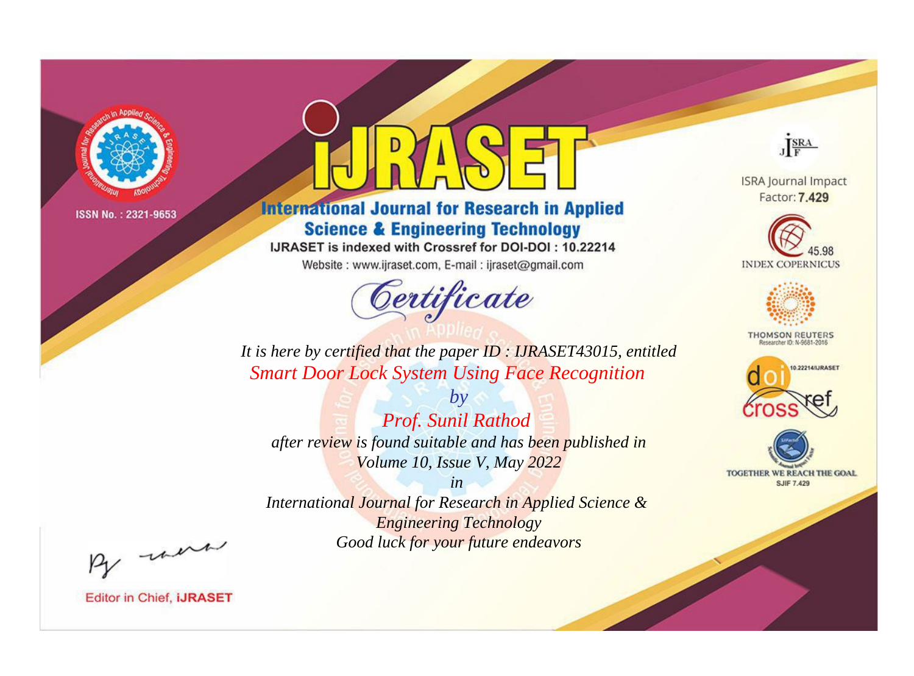ISSN No. : 2321-9653

# IJRASET

## International Journal for Research in Applied Science & Engineering Technology

IJRASET is indexed with Crossref for DOI-DOI : 10.22214

Website : www.ijraset.com, E-mail : ijraset@gmail.com

ISRA Journal Impact Factor: **7.429**

45.98 INDEX COPERNICUS

THOMSON REUTERS Researcher ID: N-9681-2016

10.22214/IJRASET

TOGETHER WE REACH THE GOAL SJIF 7.429

# Certificate

*It is here by certified that the paper ID : IJRASET43015, entitled*

*Smart Door Lock System Using Face Recognition*

*by*

*Prof. Sunil Rathod*

*after review is found suitable and has been published in*

*Volume 10, Issue V, May 2022*

*in*

*International Journal for Research in Applied Science & Engineering Technology*

*Good luck for your future endeavors*

Editor in Chief, **iJRASET**